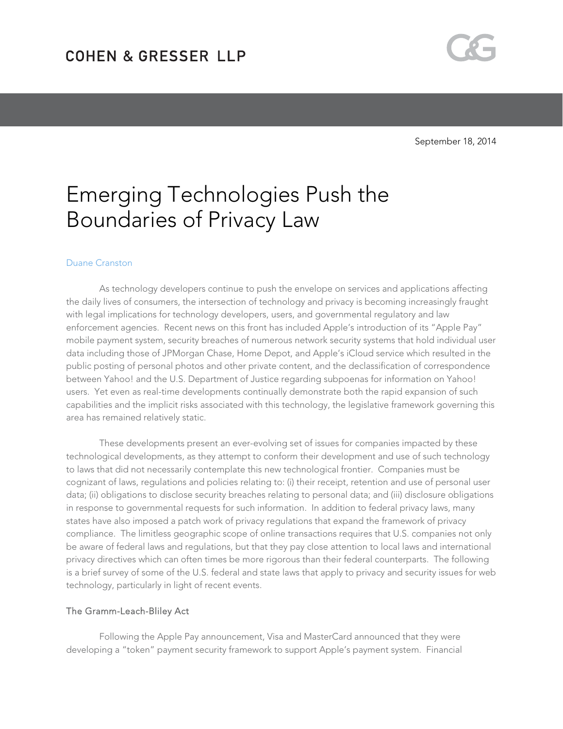COHEN & GRESSER LLP

September 18, 2014

# Emerging Technologies Push the Boundaries of Privacy Law

Duane Cranston

As technology developers continue to push the envelope on services and applications affecting the daily lives of consumers, the intersection of technology and privacy is becoming increasingly fraught with legal implications for technology developers, users, and governmental regulatory and law enforcement agencies. Recent news on this front has included Apple's introduction of its "Apple Pay" mobile payment system, security breaches of numerous network security systems that hold individual user data including those of JPMorgan Chase, Home Depot, and Apple's iCloud service which resulted in the public posting of personal photos and other private content, and the declassification of correspondence between Yahoo! and the U.S. Department of Justice regarding subpoenas for information on Yahoo! users. Yet even as real-time developments continually demonstrate both the rapid expansion of such capabilities and the implicit risks associated with this technology, the legislative framework governing this area has remained relatively static.

These developments present an ever-evolving set of issues for companies impacted by these technological developments, as they attempt to conform their development and use of such technology to laws that did not necessarily contemplate this new technological frontier. Companies must be cognizant of laws, regulations and policies relating to: (i) their receipt, retention and use of personal user data; (ii) obligations to disclose security breaches relating to personal data; and (iii) disclosure obligations in response to governmental requests for such information. In addition to federal privacy laws, many states have also imposed a patch work of privacy regulations that expand the framework of privacy compliance. The limitless geographic scope of online transactions requires that U.S. companies not only be aware of federal laws and regulations, but that they pay close attention to local laws and international privacy directives which can often times be more rigorous than their federal counterparts. The following is a brief survey of some of the U.S. federal and state laws that apply to privacy and security issues for web technology, particularly in light of recent events.

## The Gramm-Leach-Bliley Act

Following the Apple Pay announcement, Visa and MasterCard announced that they were developing a "token" payment security framework to support Apple's payment system. Financial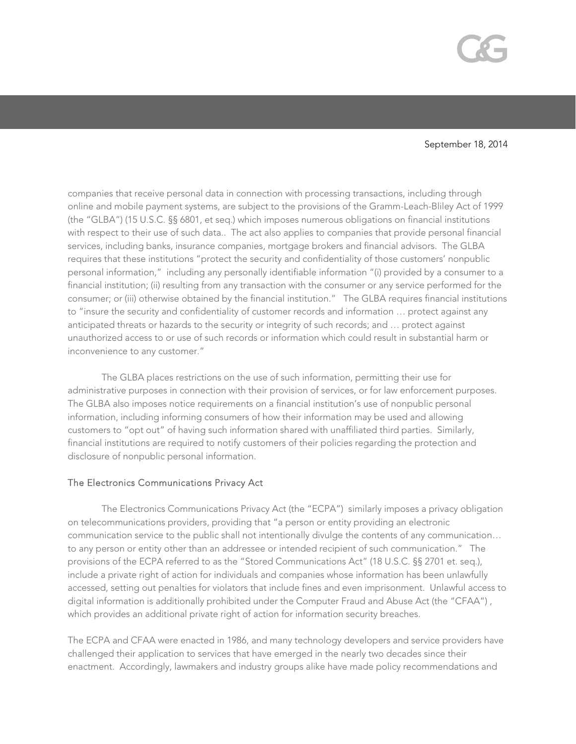companies that receive personal data in connection with processing transactions, including through online and mobile payment systems, are subject to the provisions of the Gramm-Leach-Bliley Act of 1999 (the "GLBA") (15 U.S.C. §§ 6801, et seq.) which imposes numerous obligations on financial institutions with respect to their use of such data.. The act also applies to companies that provide personal financial services, including banks, insurance companies, mortgage brokers and financial advisors. The GLBA requires that these institutions "protect the security and confidentiality of those customers' nonpublic personal information," including any personally identifiable information "(i) provided by a consumer to a financial institution; (ii) resulting from any transaction with the consumer or any service performed for the consumer; or (iii) otherwise obtained by the financial institution." The GLBA requires financial institutions to "insure the security and confidentiality of customer records and information … protect against any anticipated threats or hazards to the security or integrity of such records; and … protect against unauthorized access to or use of such records or information which could result in substantial harm or inconvenience to any customer."

The GLBA places restrictions on the use of such information, permitting their use for administrative purposes in connection with their provision of services, or for law enforcement purposes. The GLBA also imposes notice requirements on a financial institution's use of nonpublic personal information, including informing consumers of how their information may be used and allowing customers to "opt out" of having such information shared with unaffiliated third parties. Similarly, financial institutions are required to notify customers of their policies regarding the protection and disclosure of nonpublic personal information.

### The Electronics Communications Privacy Act

The Electronics Communications Privacy Act (the "ECPA") similarly imposes a privacy obligation on telecommunications providers, providing that "a person or entity providing an electronic communication service to the public shall not intentionally divulge the contents of any communication… to any person or entity other than an addressee or intended recipient of such communication." The provisions of the ECPA referred to as the "Stored Communications Act" (18 U.S.C. §§ 2701 et. seq.), include a private right of action for individuals and companies whose information has been unlawfully accessed, setting out penalties for violators that include fines and even imprisonment. Unlawful access to digital information is additionally prohibited under the Computer Fraud and Abuse Act (the "CFAA") , which provides an additional private right of action for information security breaches.

The ECPA and CFAA were enacted in 1986, and many technology developers and service providers have challenged their application to services that have emerged in the nearly two decades since their enactment. Accordingly, lawmakers and industry groups alike have made policy recommendations and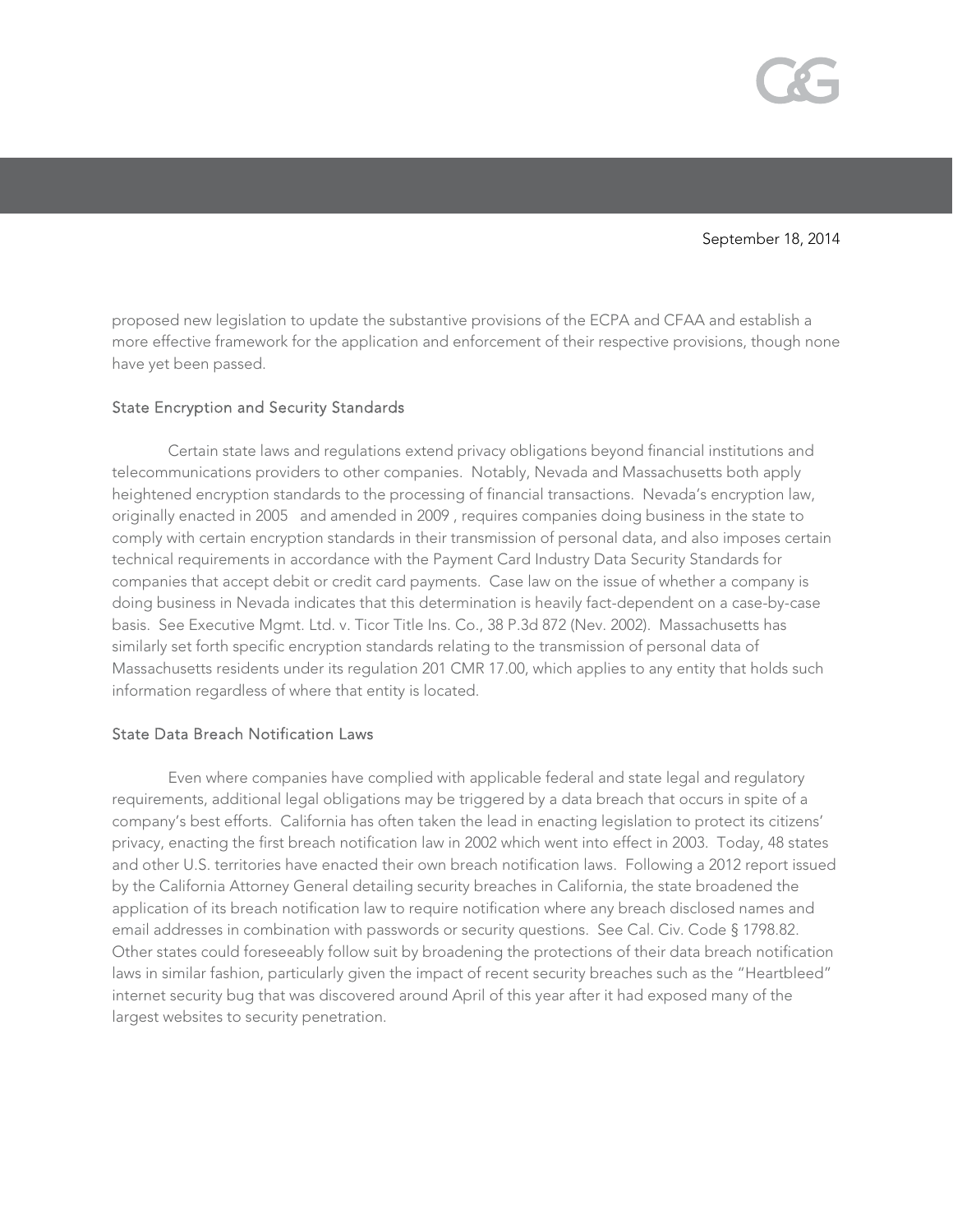proposed new legislation to update the substantive provisions of the ECPA and CFAA and establish a more effective framework for the application and enforcement of their respective provisions, though none have yet been passed.

### State Encryption and Security Standards

Certain state laws and regulations extend privacy obligations beyond financial institutions and telecommunications providers to other companies. Notably, Nevada and Massachusetts both apply heightened encryption standards to the processing of financial transactions. Nevada's encryption law, originally enacted in 2005 and amended in 2009 , requires companies doing business in the state to comply with certain encryption standards in their transmission of personal data, and also imposes certain technical requirements in accordance with the Payment Card Industry Data Security Standards for companies that accept debit or credit card payments. Case law on the issue of whether a company is doing business in Nevada indicates that this determination is heavily fact-dependent on a case-by-case basis. See Executive Mgmt. Ltd. v. Ticor Title Ins. Co., 38 P.3d 872 (Nev. 2002). Massachusetts has similarly set forth specific encryption standards relating to the transmission of personal data of Massachusetts residents under its regulation 201 CMR 17.00, which applies to any entity that holds such information regardless of where that entity is located.

### State Data Breach Notification Laws

Even where companies have complied with applicable federal and state legal and regulatory requirements, additional legal obligations may be triggered by a data breach that occurs in spite of a company's best efforts. California has often taken the lead in enacting legislation to protect its citizens' privacy, enacting the first breach notification law in 2002 which went into effect in 2003. Today, 48 states and other U.S. territories have enacted their own breach notification laws. Following a 2012 report issued by the California Attorney General detailing security breaches in California, the state broadened the application of its breach notification law to require notification where any breach disclosed names and email addresses in combination with passwords or security questions. See Cal. Civ. Code § 1798.82. Other states could foreseeably follow suit by broadening the protections of their data breach notification laws in similar fashion, particularly given the impact of recent security breaches such as the "Heartbleed" internet security bug that was discovered around April of this year after it had exposed many of the largest websites to security penetration.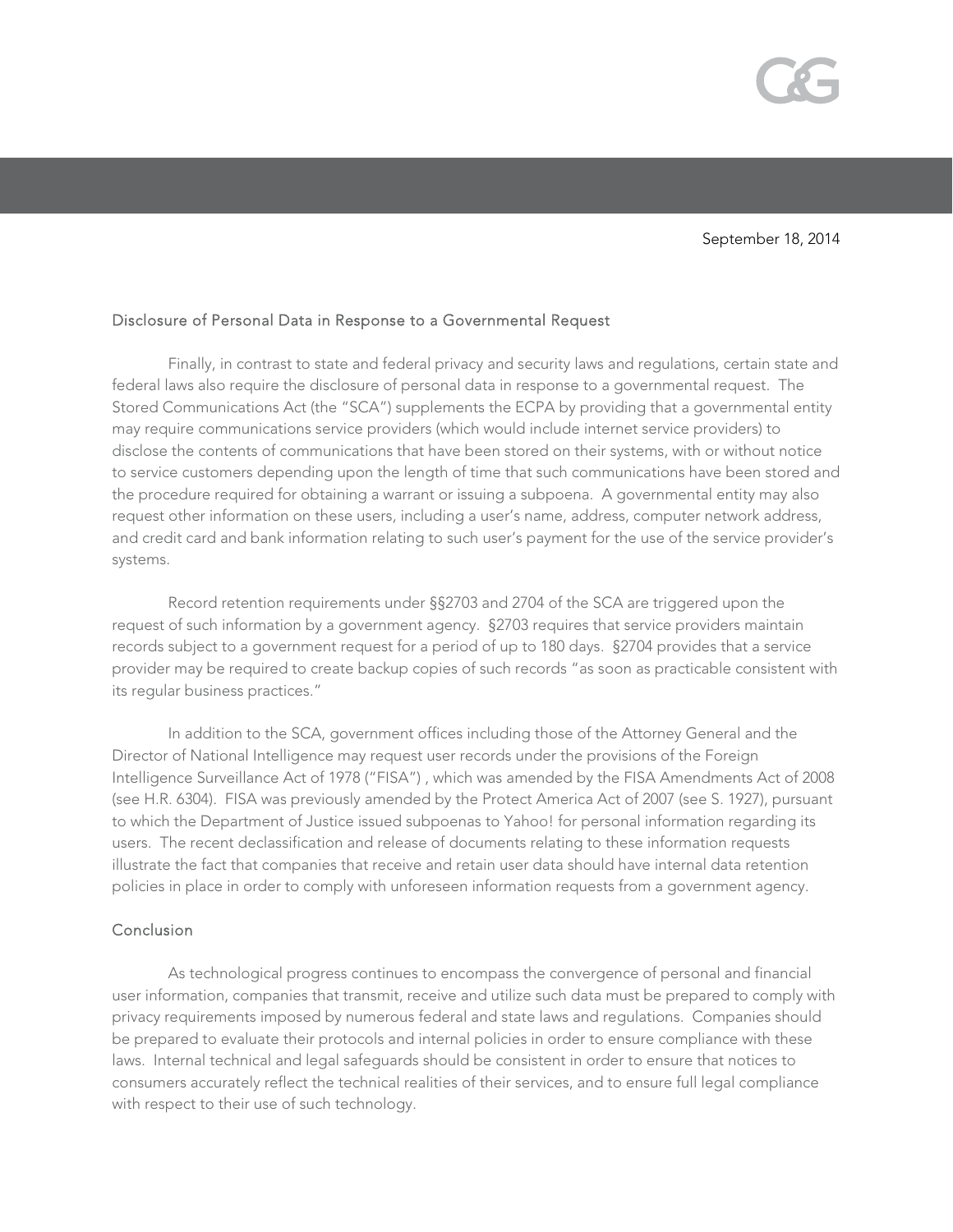September 18, 2014

## Disclosure of Personal Data in Response to a Governmental Request

Finally, in contrast to state and federal privacy and security laws and regulations, certain state and federal laws also require the disclosure of personal data in response to a governmental request. The Stored Communications Act (the "SCA") supplements the ECPA by providing that a governmental entity may require communications service providers (which would include internet service providers) to disclose the contents of communications that have been stored on their systems, with or without notice to service customers depending upon the length of time that such communications have been stored and the procedure required for obtaining a warrant or issuing a subpoena. A governmental entity may also request other information on these users, including a user's name, address, computer network address, and credit card and bank information relating to such user's payment for the use of the service provider's systems.

Record retention requirements under §§2703 and 2704 of the SCA are triggered upon the request of such information by a government agency. §2703 requires that service providers maintain records subject to a government request for a period of up to 180 days. §2704 provides that a service provider may be required to create backup copies of such records "as soon as practicable consistent with its regular business practices."

In addition to the SCA, government offices including those of the Attorney General and the Director of National Intelligence may request user records under the provisions of the Foreign Intelligence Surveillance Act of 1978 ("FISA") , which was amended by the FISA Amendments Act of 2008 (see H.R. 6304). FISA was previously amended by the Protect America Act of 2007 (see S. 1927), pursuant to which the Department of Justice issued subpoenas to Yahoo! for personal information regarding its users. The recent declassification and release of documents relating to these information requests illustrate the fact that companies that receive and retain user data should have internal data retention policies in place in order to comply with unforeseen information requests from a government agency.

## Conclusion

As technological progress continues to encompass the convergence of personal and financial user information, companies that transmit, receive and utilize such data must be prepared to comply with privacy requirements imposed by numerous federal and state laws and regulations. Companies should be prepared to evaluate their protocols and internal policies in order to ensure compliance with these laws. Internal technical and legal safeguards should be consistent in order to ensure that notices to consumers accurately reflect the technical realities of their services, and to ensure full legal compliance with respect to their use of such technology.